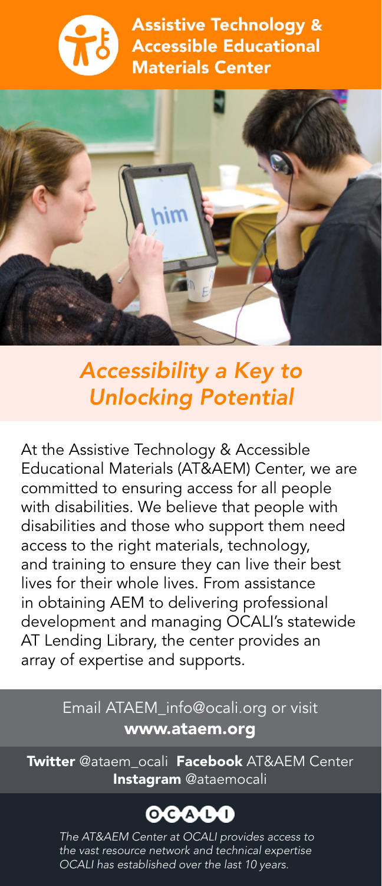# Assistive Technology & Accessible Educational Materials Center

## *Accessibility a Key to Unlocking Potential*

At the Assistive Technology & Accessible Educational Materials (AT&AEM) Center, we are committed to ensuring access for all people with disabilities. We believe that people with disabilities and those who support them need access to the right materials, technology, and training to ensure they can live their best lives for their whole lives. From assistance in obtaining AEM to delivering professional development and managing OCALI's statewide AT Lending Library, the center provides an array of expertise and supports.

Email ATAEM_info@ocali.org or visit **www.ataem.org**

**Twitter** @ataem_ocali **Facebook** AT&AEM Center **Instagram** @ataemocali

OCALI

*The AT&AEM Center at OCALI provides access to the vast resource network and technical expertise OCALI has established over the last 10 years.*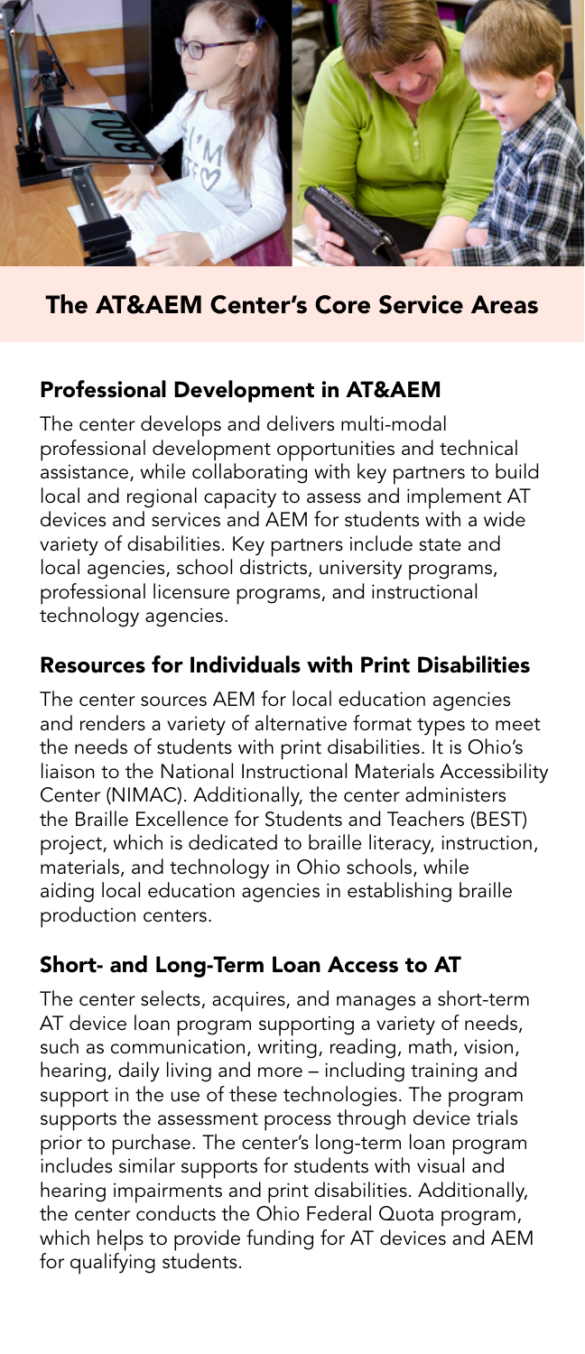## The AT&AEM Center's Core Service Areas

### Professional Development in AT&AEM

The center develops and delivers multi-modal professional development opportunities and technical assistance, while collaborating with key partners to build local and regional capacity to assess and implement AT devices and services and AEM for students with a wide variety of disabilities. Key partners include state and local agencies, school districts, university programs, professional licensure programs, and instructional technology agencies.

### Resources for Individuals with Print Disabilities

The center sources AEM for local education agencies and renders a variety of alternative format types to meet the needs of students with print disabilities. It is Ohio's liaison to the National Instructional Materials Accessibility Center (NIMAC). Additionally, the center administers the Braille Excellence for Students and Teachers (BEST) project, which is dedicated to braille literacy, instruction, materials, and technology in Ohio schools, while aiding local education agencies in establishing braille production centers.

### Short- and Long-Term Loan Access to AT

The center selects, acquires, and manages a short-term AT device loan program supporting a variety of needs, such as communication, writing, reading, math, vision, hearing, daily living and more – including training and support in the use of these technologies. The program supports the assessment process through device trials prior to purchase. The center's long-term loan program includes similar supports for students with visual and hearing impairments and print disabilities. Additionally, the center conducts the Ohio Federal Quota program, which helps to provide funding for AT devices and AEM for qualifying students.